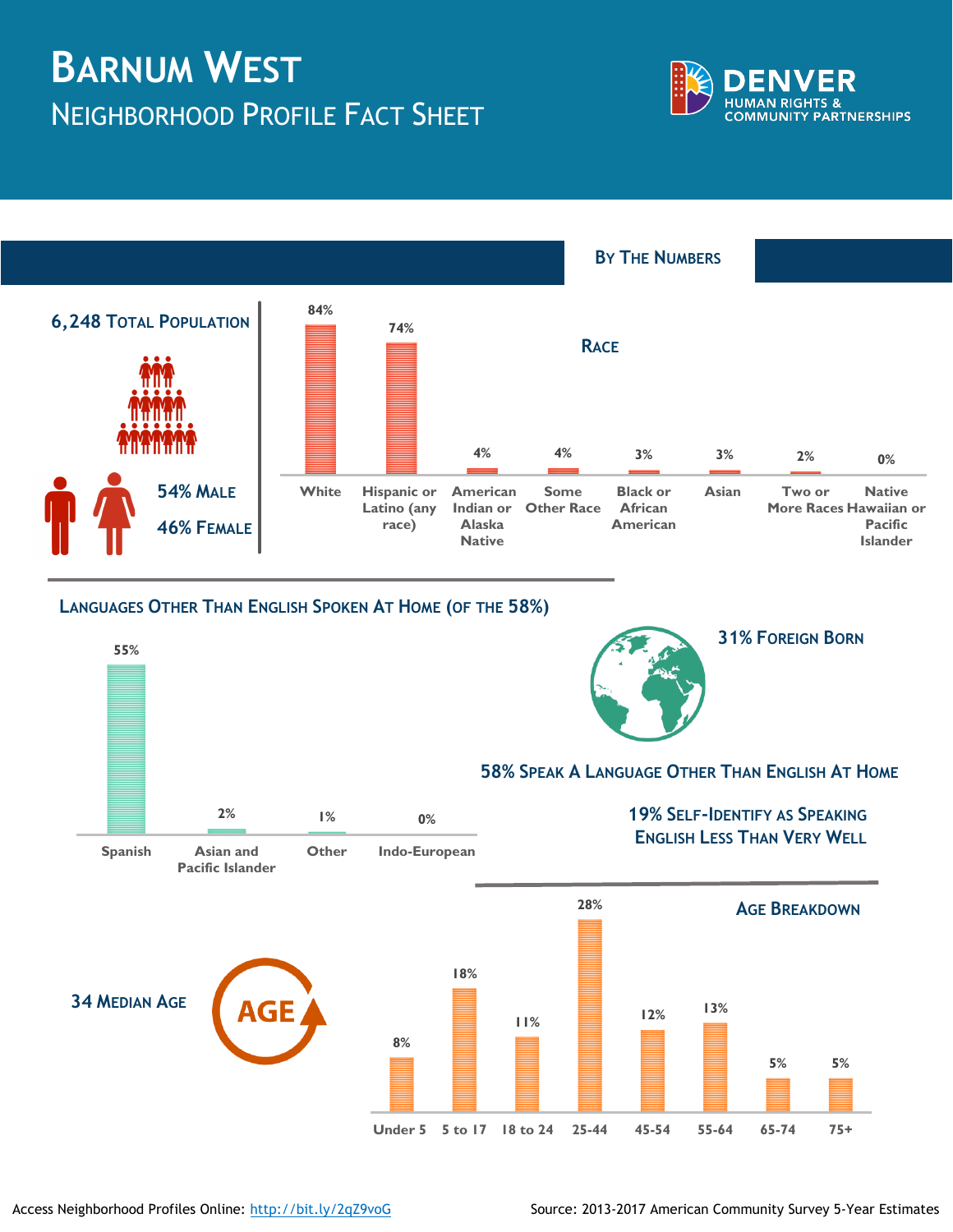# Barnum West

## Neighborhood Profile Fact Sheet

DENVER HUMAN RIGHTS & COMMUNITY PARTNERSHIPS

## By The Numbers

**6,248 Total Population**

**54% Male**

**46% Female**

### Race

| White | Hispanic or Latino (any race) | American Indian or Alaska Native | Some Other Race | Black or African American | Asian | Two or More Races | Native Hawaiian or Pacific Islander |
|---|---|---|---|---|---|---|---|
| 84% | 74% | 4% | 4% | 3% | 3% | 2% | 0% |

### Languages Other Than English Spoken At Home (of the 58%)

| Spanish | Asian and Pacific Islander | Other | Indo-European |
|---|---|---|---|
| 55% | 2% | 1% | 0% |

**31% Foreign Born**

**58% Speak A Language Other Than English At Home**

**19% Self-Identify As Speaking English Less Than Very Well**

**34 Median Age**

### Age Breakdown

| Under 5 | 5 to 17 | 18 to 24 | 25-44 | 45-54 | 55-64 | 65-74 | 75+ |
|---|---|---|---|---|---|---|---|
| 8% | 18% | 11% | 28% | 12% | 13% | 5% | 5% |

Access Neighborhood Profiles Online: http://bit.ly/2qZ9voG

Source: 2013-2017 American Community Survey 5-Year Estimates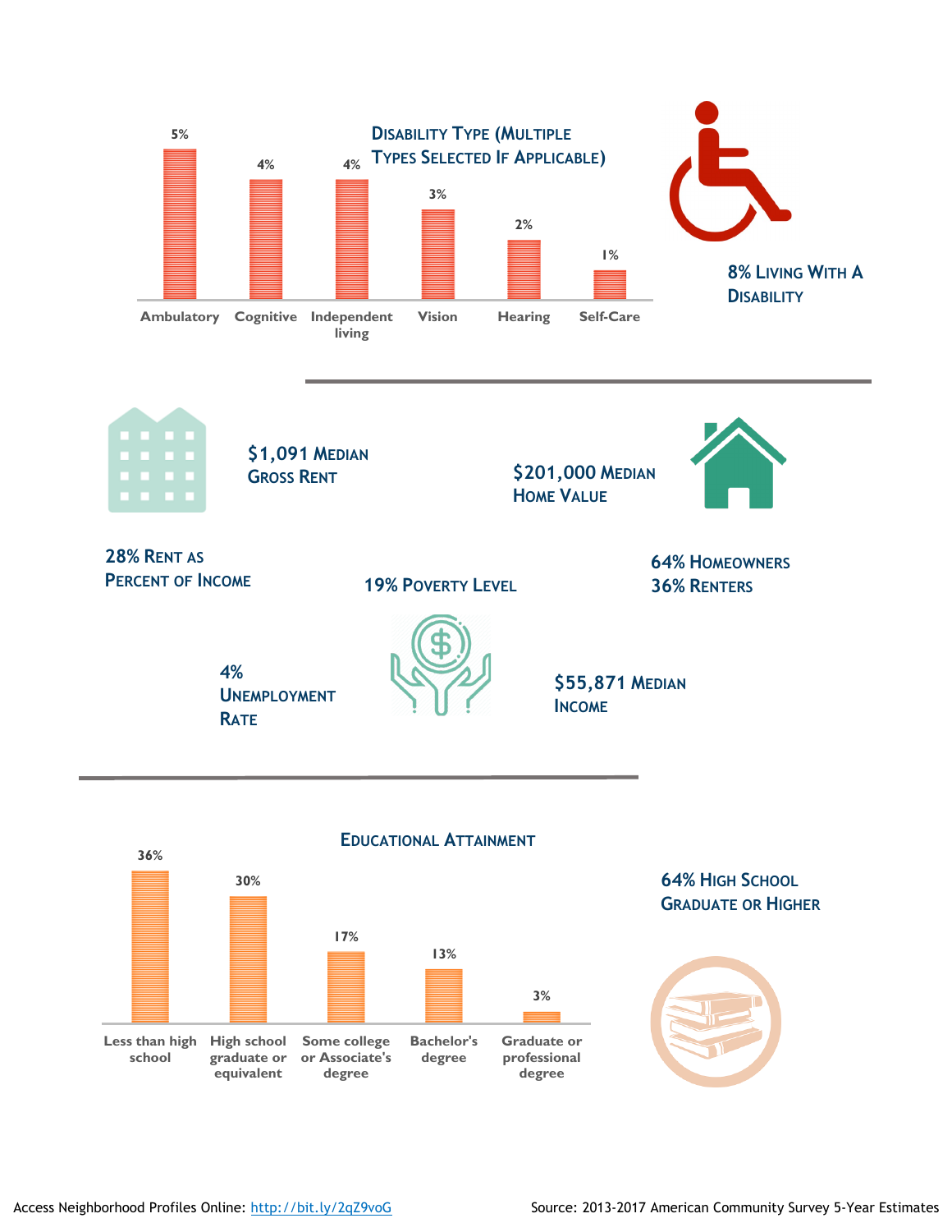## Disability Type (Multiple Types Selected If Applicable)

5%
4%
4%
3%
2%
1%

Ambulatory
Cognitive
Independent living
Vision
Hearing
Self-Care

**8% Living With A Disability**

**$1,091 Median Gross Rent**

**$201,000 Median Home Value**

**28% Rent as Percent of Income**

**19% Poverty Level**

**64% Homeowners**
**36% Renters**

**4% Unemployment Rate**

**$55,871 Median Income**

## Educational Attainment

36%
30%
17%
13%
3%

Less than high school
High school graduate or equivalent
Some college or Associate's degree
Bachelor's degree
Graduate or professional degree

**64% High School Graduate or Higher**

Access Neighborhood Profiles Online: http://bit.ly/2qZ9voG

Source: 2013-2017 American Community Survey 5-Year Estimates